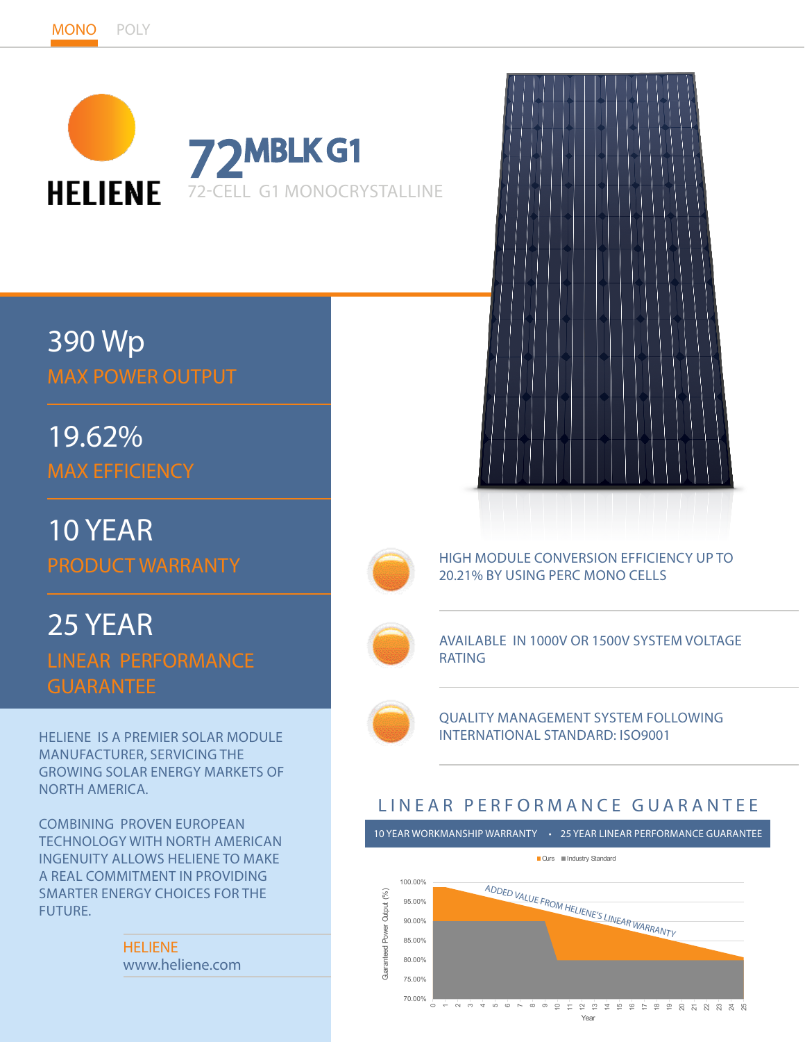MONO POLY

# HELIENE

# 72MBLK G1

72-CELL G1 MONOCRYSTALLINE

390 Wp
MAX POWER OUTPUT

19.62%
MAX EFFICIENCY

10 YEAR
PRODUCT WARRANTY

25 YEAR
LINEAR PERFORMANCE GUARANTEE

HELIENE IS A PREMIER SOLAR MODULE MANUFACTURER, SERVICING THE GROWING SOLAR ENERGY MARKETS OF NORTH AMERICA.

COMBINING PROVEN EUROPEAN TECHNOLOGY WITH NORTH AMERICAN INGENUITY ALLOWS HELIENE TO MAKE A REAL COMMITMENT IN PROVIDING SMARTER ENERGY CHOICES FOR THE FUTURE.

HELIENE
www.heliene.com

- HIGH MODULE CONVERSION EFFICIENCY UP TO 20.21% BY USING PERC MONO CELLS
- AVAILABLE IN 1000V OR 1500V SYSTEM VOLTAGE RATING
- QUALITY MANAGEMENT SYSTEM FOLLOWING INTERNATIONAL STANDARD: ISO9001

## LINEAR PERFORMANCE GUARANTEE

10 YEAR WORKMANSHIP WARRANTY • 25 YEAR LINEAR PERFORMANCE GUARANTEE

Ours · Industry Standard

ADDED VALUE FROM HELIENE'S LINEAR WARRANTY

Guaranteed Power Output (%): 100.00%, 95.00%, 90.00%, 85.00%, 80.00%, 75.00%, 70.00%

Year: 0 1 2 3 4 5 6 7 8 9 10 11 12 13 14 15 16 17 18 19 20 21 22 23 24 25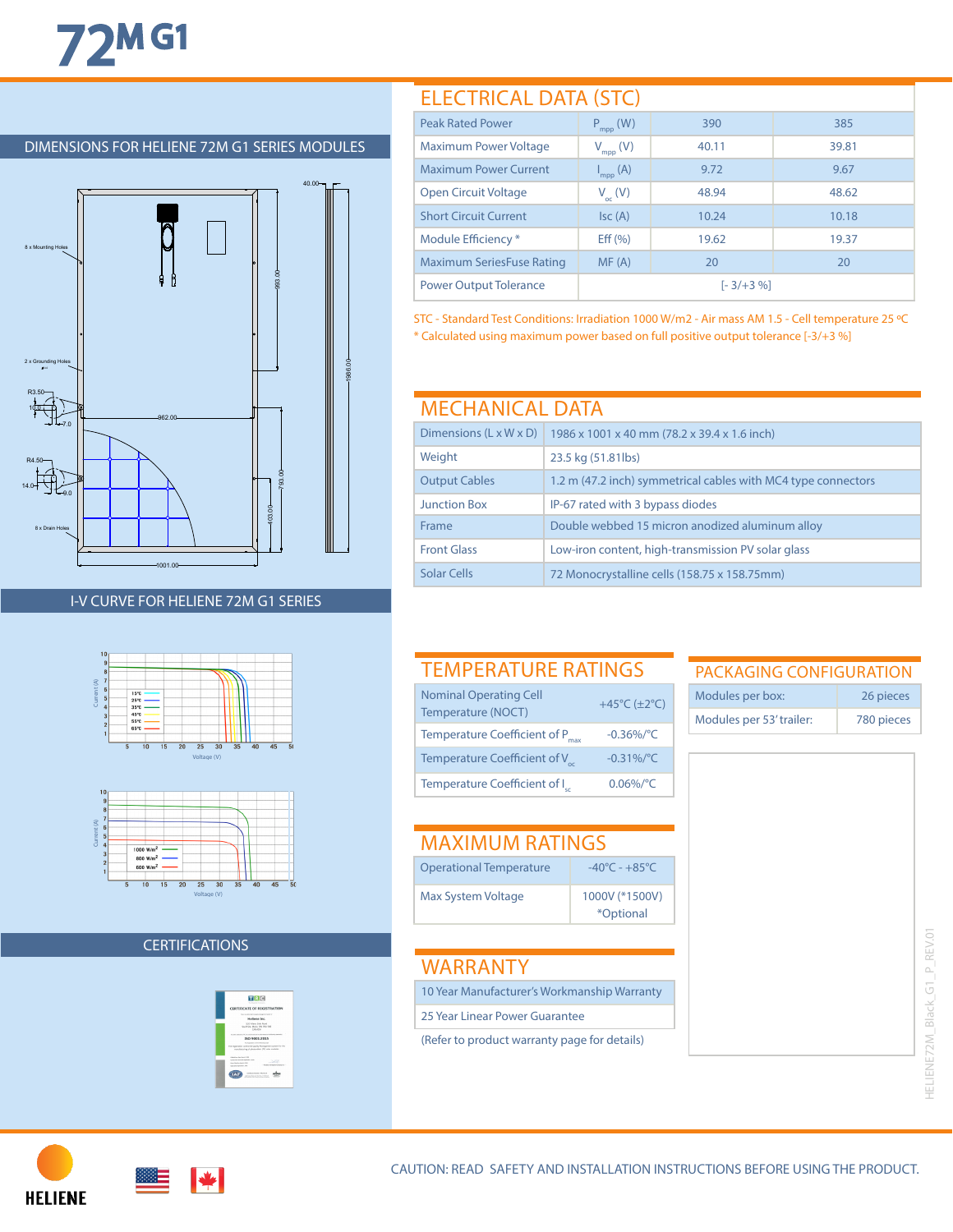# 72M G1

## DIMENSIONS FOR HELIENE 72M G1 SERIES MODULES

8 x Mounting Holes

2 x Grounding Holes

8 x Drain Holes

40.00

993.00

1986.00

962.00

793.00

403.00

1001.00

R3.50

10.0

7.0

R4.50

14.0

9.0

## I-V CURVE FOR HELIENE 72M G1 SERIES

Current (A)

15ºC
25ºC
35ºC
45ºC
55ºC
65ºC

Voltage (V)

1000 W/m²
800 W/m²
600 W/m²

## CERTIFICATIONS

## ELECTRICAL DATA (STC)

| | | | |
|---|---|---|---|
| Peak Rated Power | $P_{mpp}$ (W) | 390 | 385 |
| Maximum Power Voltage | $V_{mpp}$ (V) | 40.11 | 39.81 |
| Maximum Power Current | $I_{mpp}$ (A) | 9.72 | 9.67 |
| Open Circuit Voltage | $V_{oc}$ (V) | 48.94 | 48.62 |
| Short Circuit Current | Isc (A) | 10.24 | 10.18 |
| Module Efficiency * | Eff (%) | 19.62 | 19.37 |
| Maximum SeriesFuse Rating | MF (A) | 20 | 20 |
| Power Output Tolerance | [- 3/+3 %] | | |

STC - Standard Test Conditions: Irradiation 1000 W/m2 - Air mass AM 1.5 - Cell temperature 25 ºC

* Calculated using maximum power based on full positive output tolerance [-3/+3 %]

## MECHANICAL DATA

| | |
|---|---|
| Dimensions (L x W x D) | 1986 x 1001 x 40 mm (78.2 x 39.4 x 1.6 inch) |
| Weight | 23.5 kg (51.81lbs) |
| Output Cables | 1.2 m (47.2 inch) symmetrical cables with MC4 type connectors |
| Junction Box | IP-67 rated with 3 bypass diodes |
| Frame | Double webbed 15 micron anodized aluminum alloy |
| Front Glass | Low-iron content, high-transmission PV solar glass |
| Solar Cells | 72 Monocrystalline cells (158.75 x 158.75mm) |

## TEMPERATURE RATINGS

| | |
|---|---|
| Nominal Operating Cell Temperature (NOCT) | +45°C (±2°C) |
| Temperature Coefficient of $P_{max}$ | -0.36%/°C |
| Temperature Coefficient of $V_{oc}$ | -0.31%/°C |
| Temperature Coefficient of $I_{sc}$ | 0.06%/°C |

## PACKAGING CONFIGURATION

| | |
|---|---|
| Modules per box: | 26 pieces |
| Modules per 53' trailer: | 780 pieces |

## MAXIMUM RATINGS

| | |
|---|---|
| Operational Temperature | -40°C - +85°C |
| Max System Voltage | 1000V (*1500V) *Optional |

## WARRANTY

10 Year Manufacturer's Workmanship Warranty

25 Year Linear Power Guarantee

(Refer to product warranty page for details)

HELIENE72M_Black_G1_P_REV.01

HELIENE

CAUTION: READ SAFETY AND INSTALLATION INSTRUCTIONS BEFORE USING THE PRODUCT.